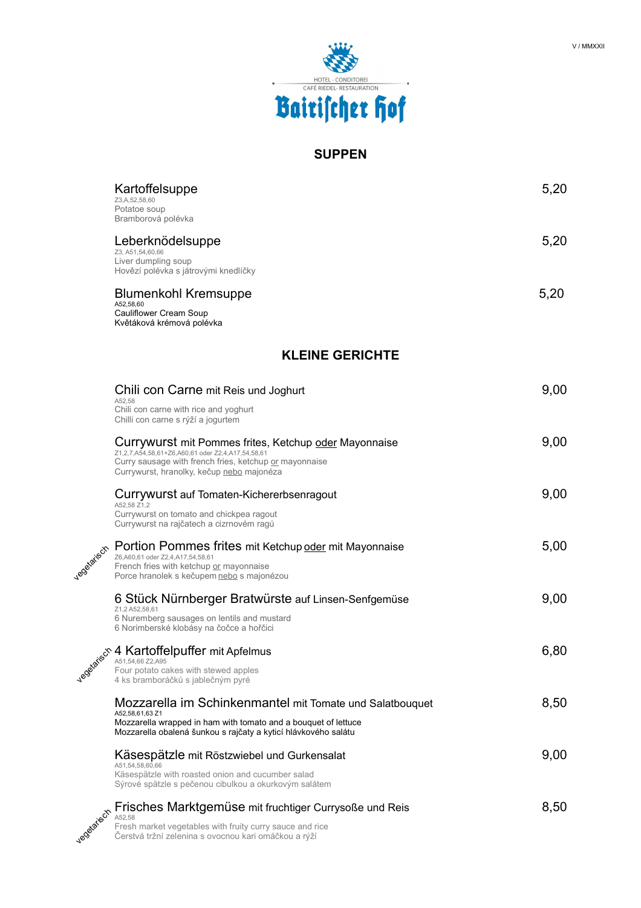V / MMXXII

HOTEL · CONDITOREI
CAFÉ RIEDEL· RESTAURATION
Bairischer Hof

## SUPPEN

**Kartoffelsuppe** — 5,20
Z3,A,52,58,60
Potatoe soup
Bramborová polévka

**Leberknödelsuppe** — 5,20
Z3, A51,54,60,66
Liver dumpling soup
Hovězí polévka s játrovými knedlíčky

**Blumenkohl Kremsuppe** — 5,20
A52,58,60
Cauliflower Cream Soup
Květáková krémová polévka

## KLEINE GERICHTE

**Chili con Carne** mit Reis und Joghurt — 9,00
A52,58
Chili con carne with rice and yoghurt
Chilli con carne s rýží a jogurtem

**Currywurst** mit Pommes frites, Ketchup oder Mayonnaise — 9,00
Z1,2,7,A54,58,61+Z6,A60,61 oder Z2,4,A17,54,58,61
Curry sausage with french fries, ketchup or mayonnaise
Currywurst, hranolky, kečup nebo majonéza

**Currywurst** auf Tomaten-Kichererbsenragout — 9,00
A52,58 Z1,2
Currywurst on tomato and chickpea ragout
Currywurst na rajčatech a cizrnovém ragú

*vegetarisch*
**Portion Pommes frites** mit Ketchup oder mit Mayonnaise — 5,00
Z6,A60,61 oder Z2,4,A17,54,58,61
French fries with ketchup or mayonnaise
Porce hranolek s kečupem nebo s majonézou

**6 Stück Nürnberger Bratwürste** auf Linsen-Senfgemüse — 9,00
Z1,2 A52,58,61
6 Nuremberg sausages on lentils and mustard
6 Norimberské klobásy na čočce a hořčici

*vegetarisch*
**4 Kartoffelpuffer** mit Apfelmus — 6,80
A51,54,66 Z2,A95
Four potato cakes with stewed apples
4 ks bramboráčků s jablečným pyré

**Mozzarella im Schinkenmantel** mit Tomate und Salatbouquet — 8,50
A52,58,61,63 Z1
Mozzarella wrapped in ham with tomato and a bouquet of lettuce
Mozzarella obalená šunkou s rajčaty a kyticí hlávkového salátu

**Käsespätzle** mit Röstzwiebel und Gurkensalat — 9,00
A51,54,58,60,66
Käsespätzle with roasted onion and cucumber salad
Sýrové spätzle s pečenou cibulkou a okurkovým salátem

*vegetarisch*
**Frisches Marktgemüse** mit fruchtiger Currysoße und Reis — 8,50
A52,58
Fresh market vegetables with fruity curry sauce and rice
Čerstvá tržní zelenina s ovocnou kari omáčkou a rýží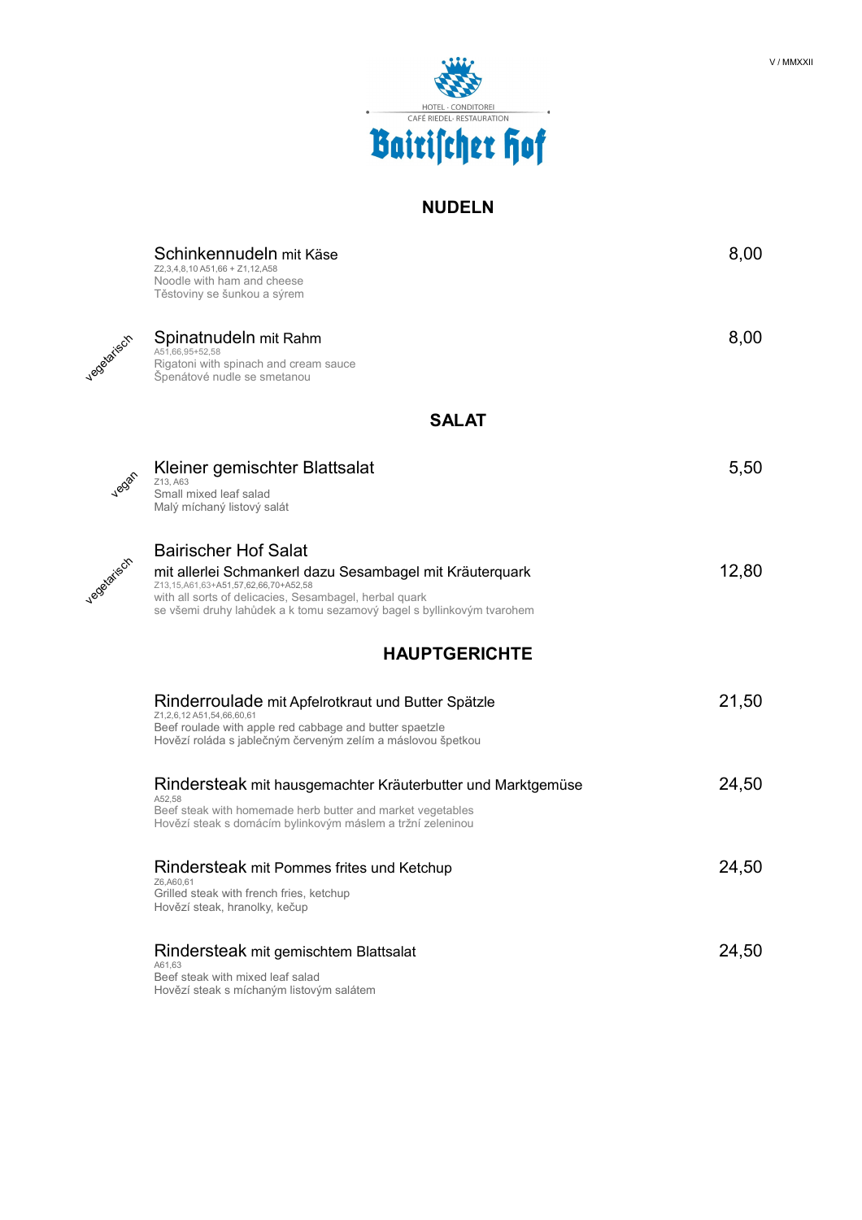V / MMXXII

HOTEL · CONDITOREI
CAFÉ RIEDEL· RESTAURATION

# Bairischer Hof

## NUDELN

**Schinkennudeln** mit Käse — 8,00
Z2,3,4,8,10 A51,66 + Z1,12,A58
Noodle with ham and cheese
Těstoviny se šunkou a sýrem

*vegetarisch*
**Spinatnudeln** mit Rahm — 8,00
A51,66,95+52,58
Rigatoni with spinach and cream sauce
Špenátové nudle se smetanou

## SALAT

*vegan*
**Kleiner gemischter Blattsalat** — 5,50
Z13, A63
Small mixed leaf salad
Malý míchaný listový salát

*vegetarisch*
**Bairischer Hof Salat**
mit allerlei Schmankerl dazu Sesambagel mit Kräuterquark — 12,80
Z13,15,A61,63+A51,57,62,66,70+A52,58
with all sorts of delicacies, Sesambagel, herbal quark
se všemi druhy lahůdek a k tomu sezamový bagel s byllinkovým tvarohem

## HAUPTGERICHTE

**Rinderroulade** mit Apfelrotkraut und Butter Spätzle — 21,50
Z1,2,6,12 A51,54,66,60,61
Beef roulade with apple red cabbage and butter spaetzle
Hovězí roláda s jablečným červeným zelím a máslovou špetkou

**Rindersteak** mit hausgemachter Kräuterbutter und Marktgemüse — 24,50
A52,58
Beef steak with homemade herb butter and market vegetables
Hovězí steak s domácím bylinkovým máslem a tržní zeleninou

**Rindersteak** mit Pommes frites und Ketchup — 24,50
Z6,A60,61
Grilled steak with french fries, ketchup
Hovězí steak, hranolky, kečup

**Rindersteak** mit gemischtem Blattsalat — 24,50
A61,63
Beef steak with mixed leaf salad
Hovězí steak s míchaným listovým salátem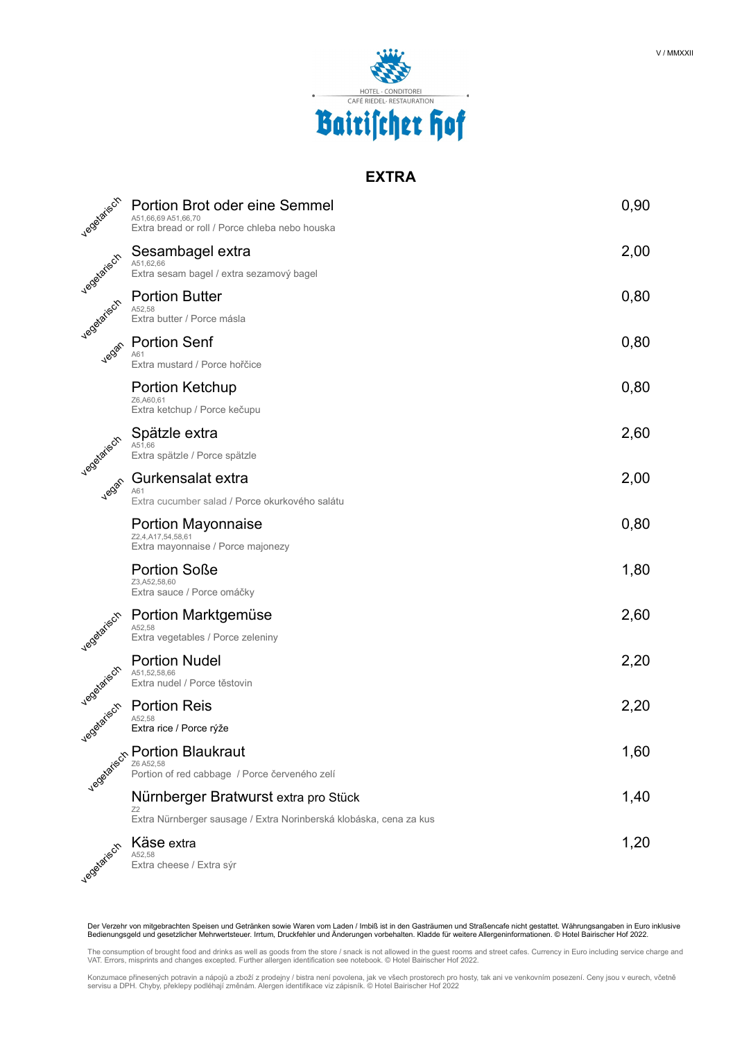V / MMXXII

HOTEL · CONDITOREI
CAFÉ RIEDEL · RESTAURATION
Bairischer Hof

# EXTRA

| | | |
|---|---|---|
| vegetarisch | **Portion Brot oder eine Semmel**<br>A51,66,69 A51,66,70<br>Extra bread or roll / Porce chleba nebo houska | 0,90 |
| vegetarisch | **Sesambagel extra**<br>A51,62,66<br>Extra sesam bagel / extra sezamový bagel | 2,00 |
| vegetarisch | **Portion Butter**<br>A52,58<br>Extra butter / Porce másla | 0,80 |
| vegan | **Portion Senf**<br>A61<br>Extra mustard / Porce hořčice | 0,80 |
| | **Portion Ketchup**<br>Z6,A60,61<br>Extra ketchup / Porce kečupu | 0,80 |
| vegetarisch | **Spätzle extra**<br>A51,66<br>Extra spätzle / Porce spätzle | 2,60 |
| vegan | **Gurkensalat extra**<br>A61<br>Extra cucumber salad / Porce okurkového salátu | 2,00 |
| | **Portion Mayonnaise**<br>Z2,4,A17,54,58,61<br>Extra mayonnaise / Porce majonezy | 0,80 |
| | **Portion Soße**<br>Z3,A52,58,60<br>Extra sauce / Porce omáčky | 1,80 |
| vegetarisch | **Portion Marktgemüse**<br>A52,58<br>Extra vegetables / Porce zeleniny | 2,60 |
| vegetarisch | **Portion Nudel**<br>A51,52,58,66<br>Extra nudel / Porce těstovin | 2,20 |
| vegetarisch | **Portion Reis**<br>A52,58<br>Extra rice / Porce rýže | 2,20 |
| vegetarisch | **Portion Blaukraut**<br>Z6 A52,58<br>Portion of red cabbage / Porce červeného zelí | 1,60 |
| | **Nürnberger Bratwurst extra pro Stück**<br>Z2<br>Extra Nürnberger sausage / Extra Norinberská klobáska, cena za kus | 1,40 |
| vegetarisch | **Käse extra**<br>A52,58<br>Extra cheese / Extra sýr | 1,20 |

Der Verzehr von mitgebrachten Speisen und Getränken sowie Waren vom Laden / Imbiß ist in den Gasträumen und Straßencafe nicht gestattet. Währungsangaben in Euro inklusive Bedienungsgeld und gesetzlicher Mehrwertsteuer. Irrtum, Druckfehler und Änderungen vorbehalten. Kladde für weitere Allergeninformationen. © Hotel Bairischer Hof 2022.

The consumption of brought food and drinks as well as goods from the store / snack is not allowed in the guest rooms and street cafes. Currency in Euro including service charge and VAT. Errors, misprints and changes excepted. Further allergen identification see notebook. © Hotel Bairischer Hof 2022.

Konzumace přinesených potravin a nápojů a zboží z prodejny / bistra není povolena, jak ve všech prostorech pro hosty, tak ani ve venkovním posezení. Ceny jsou v eurech, včetně servisu a DPH. Chyby, překlepy podléhají změnám. Alergen identifikace viz zápisník. © Hotel Bairischer Hof 2022